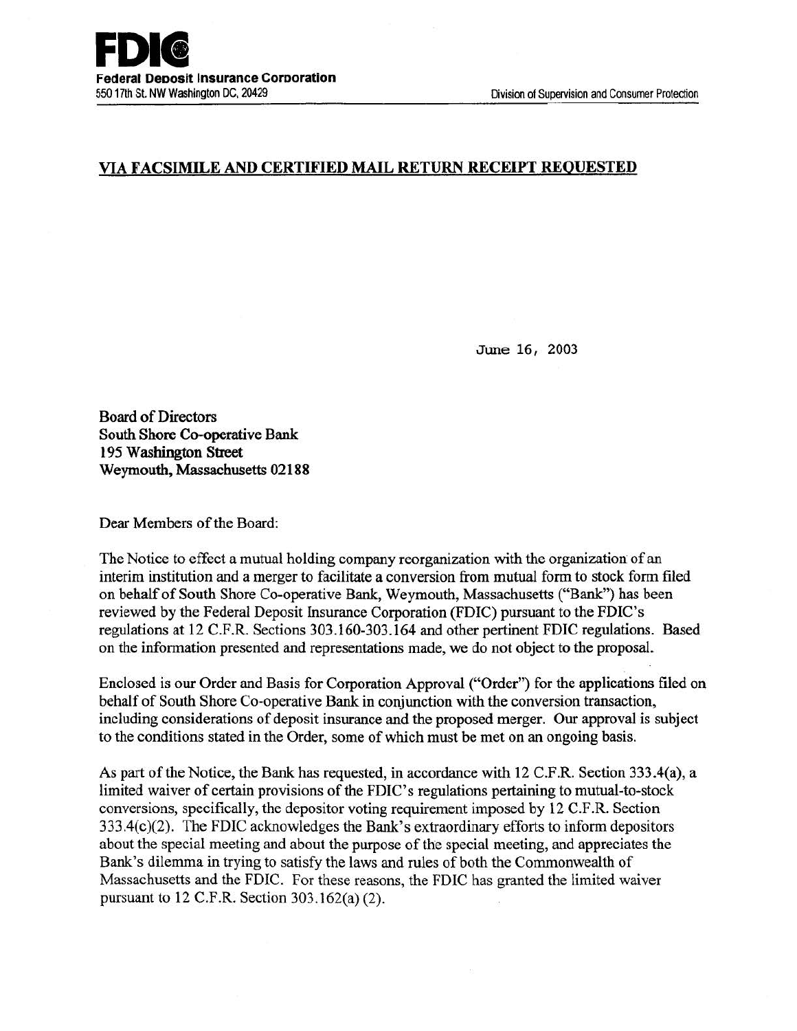**FDIC**

**Federal Deposit Insurance Corporation**
550 17th St. NW Washington DC, 20429

Division of Supervision and Consumer Protection

**VIA FACSIMILE AND CERTIFIED MAIL RETURN RECEIPT REQUESTED**

June 16, 2003

Board of Directors
South Shore Co-operative Bank
195 Washington Street
Weymouth, Massachusetts 02188

Dear Members of the Board:

The Notice to effect a mutual holding company reorganization with the organization of an interim institution and a merger to facilitate a conversion from mutual form to stock form filed on behalf of South Shore Co-operative Bank, Weymouth, Massachusetts ("Bank") has been reviewed by the Federal Deposit Insurance Corporation (FDIC) pursuant to the FDIC's regulations at 12 C.F.R. Sections 303.160-303.164 and other pertinent FDIC regulations. Based on the information presented and representations made, we do not object to the proposal.

Enclosed is our Order and Basis for Corporation Approval ("Order") for the applications filed on behalf of South Shore Co-operative Bank in conjunction with the conversion transaction, including considerations of deposit insurance and the proposed merger. Our approval is subject to the conditions stated in the Order, some of which must be met on an ongoing basis.

As part of the Notice, the Bank has requested, in accordance with 12 C.F.R. Section 333.4(a), a limited waiver of certain provisions of the FDIC's regulations pertaining to mutual-to-stock conversions, specifically, the depositor voting requirement imposed by 12 C.F.R. Section 333.4(c)(2). The FDIC acknowledges the Bank's extraordinary efforts to inform depositors about the special meeting and about the purpose of the special meeting, and appreciates the Bank's dilemma in trying to satisfy the laws and rules of both the Commonwealth of Massachusetts and the FDIC. For these reasons, the FDIC has granted the limited waiver pursuant to 12 C.F.R. Section 303.162(a) (2).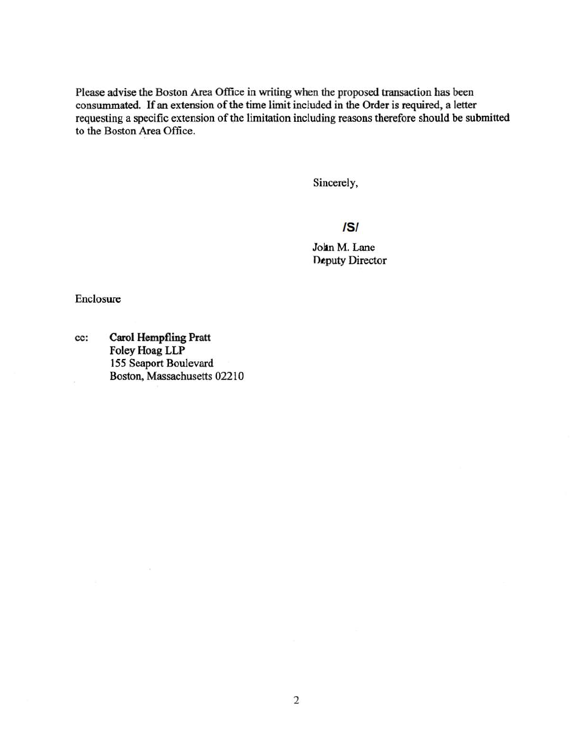Please advise the Boston Area Office in writing when the proposed transaction has been consummated. If an extension of the time limit included in the Order is required, a letter requesting a specific extension of the limitation including reasons therefore should be submitted to the Boston Area Office.

Sincerely,

/S/

John M. Lane
Deputy Director

Enclosure

cc: **Carol Hempfling Pratt**
Foley Hoag LLP
155 Seaport Boulevard
Boston, Massachusetts 02210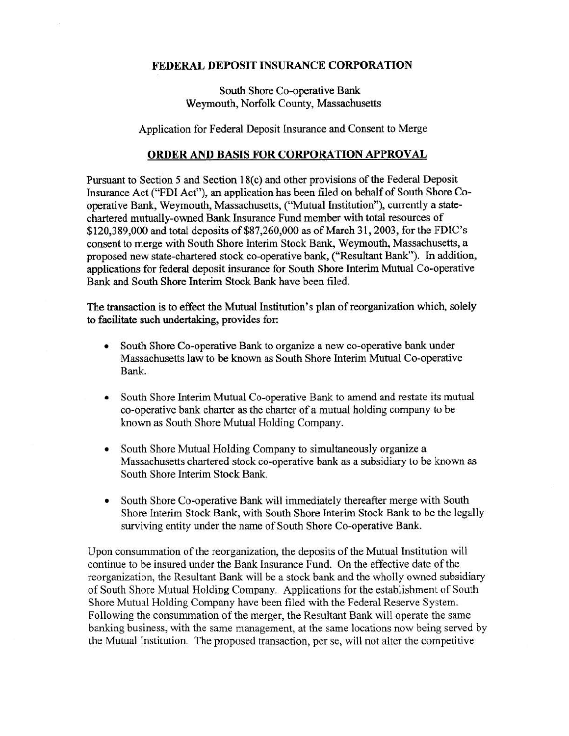# FEDERAL DEPOSIT INSURANCE CORPORATION

South Shore Co-operative Bank
Weymouth, Norfolk County, Massachusetts

Application for Federal Deposit Insurance and Consent to Merge

## ORDER AND BASIS FOR CORPORATION APPROVAL

Pursuant to Section 5 and Section 18(c) and other provisions of the Federal Deposit Insurance Act ("FDI Act"), an application has been filed on behalf of South Shore Co-operative Bank, Weymouth, Massachusetts, ("Mutual Institution"), currently a state-chartered mutually-owned Bank Insurance Fund member with total resources of $120,389,000 and total deposits of $87,260,000 as of March 31, 2003, for the FDIC's consent to merge with South Shore Interim Stock Bank, Weymouth, Massachusetts, a proposed new state-chartered stock co-operative bank, ("Resultant Bank"). In addition, applications for federal deposit insurance for South Shore Interim Mutual Co-operative Bank and South Shore Interim Stock Bank have been filed.

The transaction is to effect the Mutual Institution's plan of reorganization which, solely to facilitate such undertaking, provides for:

- South Shore Co-operative Bank to organize a new co-operative bank under Massachusetts law to be known as South Shore Interim Mutual Co-operative Bank.
- South Shore Interim Mutual Co-operative Bank to amend and restate its mutual co-operative bank charter as the charter of a mutual holding company to be known as South Shore Mutual Holding Company.
- South Shore Mutual Holding Company to simultaneously organize a Massachusetts chartered stock co-operative bank as a subsidiary to be known as South Shore Interim Stock Bank.
- South Shore Co-operative Bank will immediately thereafter merge with South Shore Interim Stock Bank, with South Shore Interim Stock Bank to be the legally surviving entity under the name of South Shore Co-operative Bank.

Upon consummation of the reorganization, the deposits of the Mutual Institution will continue to be insured under the Bank Insurance Fund. On the effective date of the reorganization, the Resultant Bank will be a stock bank and the wholly owned subsidiary of South Shore Mutual Holding Company. Applications for the establishment of South Shore Mutual Holding Company have been filed with the Federal Reserve System. Following the consummation of the merger, the Resultant Bank will operate the same banking business, with the same management, at the same locations now being served by the Mutual Institution. The proposed transaction, per se, will not alter the competitive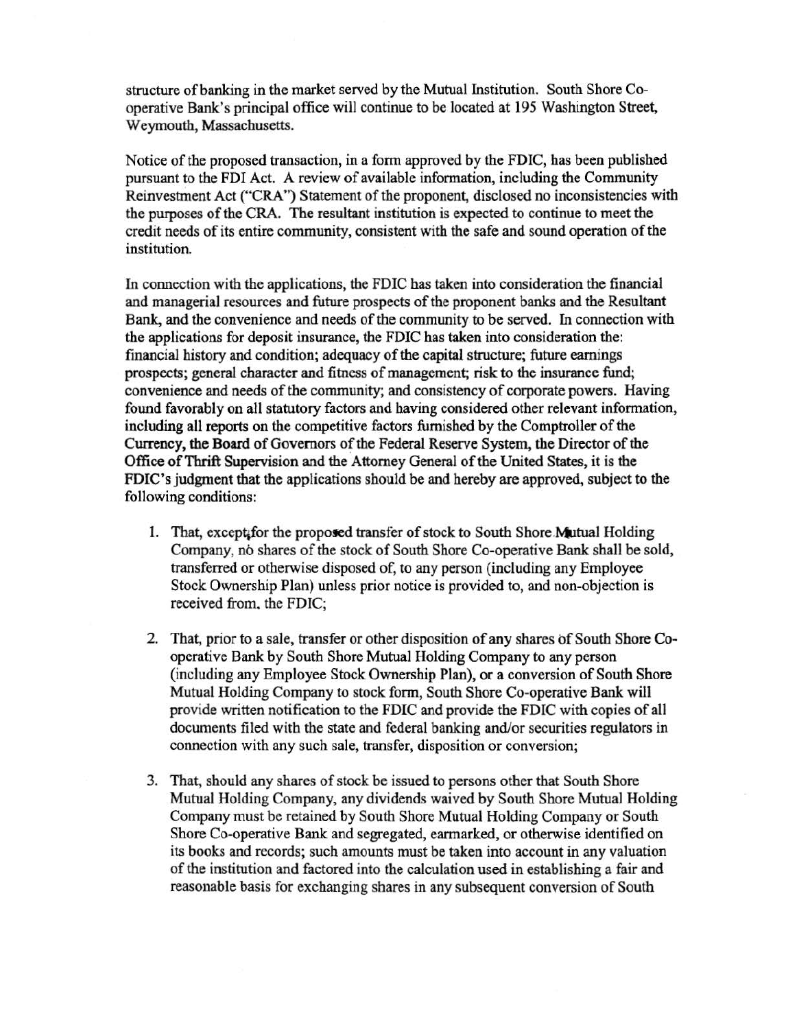structure of banking in the market served by the Mutual Institution. South Shore Co-operative Bank's principal office will continue to be located at 195 Washington Street, Weymouth, Massachusetts.

Notice of the proposed transaction, in a form approved by the FDIC, has been published pursuant to the FDI Act. A review of available information, including the Community Reinvestment Act ("CRA") Statement of the proponent, disclosed no inconsistencies with the purposes of the CRA. The resultant institution is expected to continue to meet the credit needs of its entire community, consistent with the safe and sound operation of the institution.

In connection with the applications, the FDIC has taken into consideration the financial and managerial resources and future prospects of the proponent banks and the Resultant Bank, and the convenience and needs of the community to be served. In connection with the applications for deposit insurance, the FDIC has taken into consideration the: financial history and condition; adequacy of the capital structure; future earnings prospects; general character and fitness of management; risk to the insurance fund; convenience and needs of the community; and consistency of corporate powers. Having found favorably on all statutory factors and having considered other relevant information, including all reports on the competitive factors furnished by the Comptroller of the Currency, the Board of Governors of the Federal Reserve System, the Director of the Office of Thrift Supervision and the Attorney General of the United States, it is the FDIC's judgment that the applications should be and hereby are approved, subject to the following conditions:

1. That, except for the proposed transfer of stock to South Shore Mutual Holding Company, no shares of the stock of South Shore Co-operative Bank shall be sold, transferred or otherwise disposed of, to any person (including any Employee Stock Ownership Plan) unless prior notice is provided to, and non-objection is received from, the FDIC;

2. That, prior to a sale, transfer or other disposition of any shares of South Shore Co-operative Bank by South Shore Mutual Holding Company to any person (including any Employee Stock Ownership Plan), or a conversion of South Shore Mutual Holding Company to stock form, South Shore Co-operative Bank will provide written notification to the FDIC and provide the FDIC with copies of all documents filed with the state and federal banking and/or securities regulators in connection with any such sale, transfer, disposition or conversion;

3. That, should any shares of stock be issued to persons other that South Shore Mutual Holding Company, any dividends waived by South Shore Mutual Holding Company must be retained by South Shore Mutual Holding Company or South Shore Co-operative Bank and segregated, earmarked, or otherwise identified on its books and records; such amounts must be taken into account in any valuation of the institution and factored into the calculation used in establishing a fair and reasonable basis for exchanging shares in any subsequent conversion of South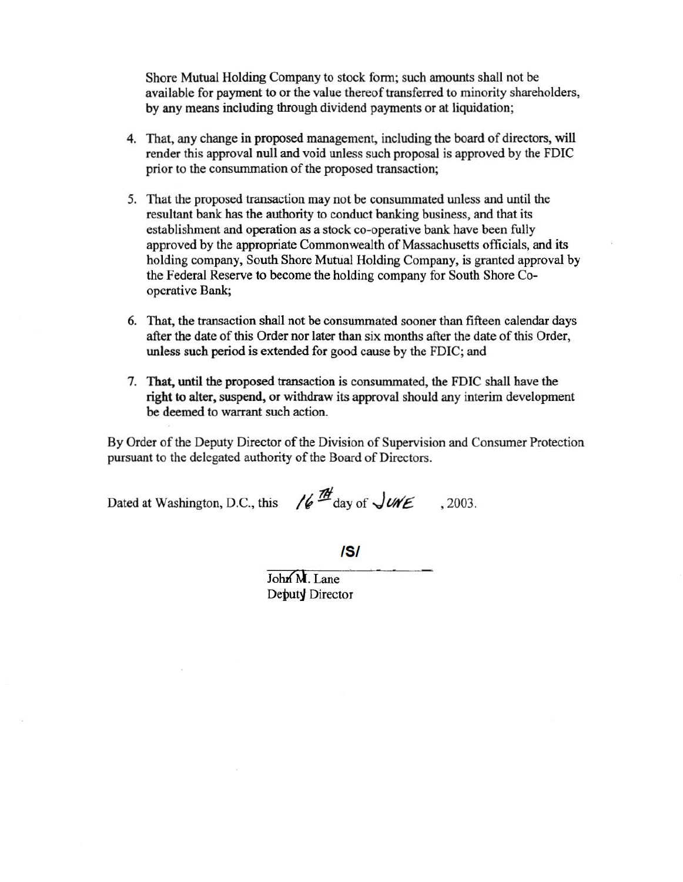Shore Mutual Holding Company to stock form; such amounts shall not be available for payment to or the value thereof transferred to minority shareholders, by any means including through dividend payments or at liquidation;

4. That, any change in proposed management, including the board of directors, will render this approval null and void unless such proposal is approved by the FDIC prior to the consummation of the proposed transaction;

5. That the proposed transaction may not be consummated unless and until the resultant bank has the authority to conduct banking business, and that its establishment and operation as a stock co-operative bank have been fully approved by the appropriate Commonwealth of Massachusetts officials, and its holding company, South Shore Mutual Holding Company, is granted approval by the Federal Reserve to become the holding company for South Shore Co-operative Bank;

6. That, the transaction shall not be consummated sooner than fifteen calendar days after the date of this Order nor later than six months after the date of this Order, unless such period is extended for good cause by the FDIC; and

7. That, until the proposed transaction is consummated, the FDIC shall have the right to alter, suspend, or withdraw its approval should any interim development be deemed to warrant such action.

By Order of the Deputy Director of the Division of Supervision and Consumer Protection pursuant to the delegated authority of the Board of Directors.

Dated at Washington, D.C., this 16TH day of JUNE, 2003.

/S/

John M. Lane
Deputy Director